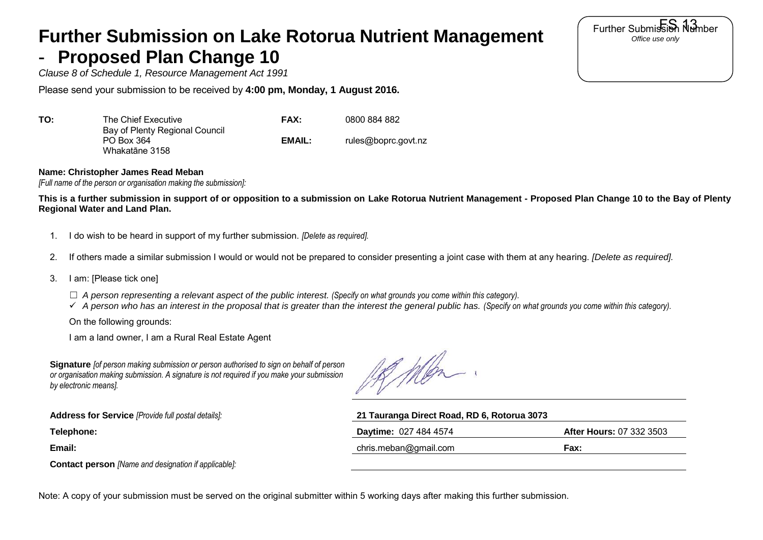# Further Submission on Lake Rotorua Nutrient Management - Proposed Plan Change 10

*Clause 8 of Schedule 1, Resource Management Act 1991*

Further Submission Number FS 13
*Office use only*

Please send your submission to be received by **4:00 pm, Monday, 1 August 2016.**

| | | | |
|---|---|---|---|
| **TO:** | The Chief Executive<br>Bay of Plenty Regional Council<br>PO Box 364<br>Whakatāne 3158 | **FAX:**<br><br>**EMAIL:** | 0800 884 882<br><br>rules@boprc.govt.nz |

**Name: Christopher James Read Meban**
*[Full name of the person or organisation making the submission]:*

**This is a further submission in support of or opposition to a submission on Lake Rotorua Nutrient Management - Proposed Plan Change 10 to the Bay of Plenty Regional Water and Land Plan.**

1. I do wish to be heard in support of my further submission. *[Delete as required].*
2. If others made a similar submission I would or would not be prepared to consider presenting a joint case with them at any hearing. *[Delete as required].*
3. I am: [Please tick one]

   ☐ *A person representing a relevant aspect of the public interest. (Specify on what grounds you come within this category).*
   ✓ *A person who has an interest in the proposal that is greater than the interest the general public has. (Specify on what grounds you come within this category).*

   On the following grounds:

   I am a land owner, I am a Rural Real Estate Agent

**Signature** *[of person making submission or person authorised to sign on behalf of person or organisation making submission. A signature is not required if you make your submission by electronic means].*

| | | |
|---|---|---|
| **Address for Service** *[Provide full postal details]:* | **21 Tauranga Direct Road, RD 6, Rotorua 3073** | |
| **Telephone:** | **Daytime:** 027 484 4574 | **After Hours:** 07 332 3503 |
| **Email:** | chris.meban@gmail.com | **Fax:** |
| **Contact person** *[Name and designation if applicable]:* | | |

Note: A copy of your submission must be served on the original submitter within 5 working days after making this further submission.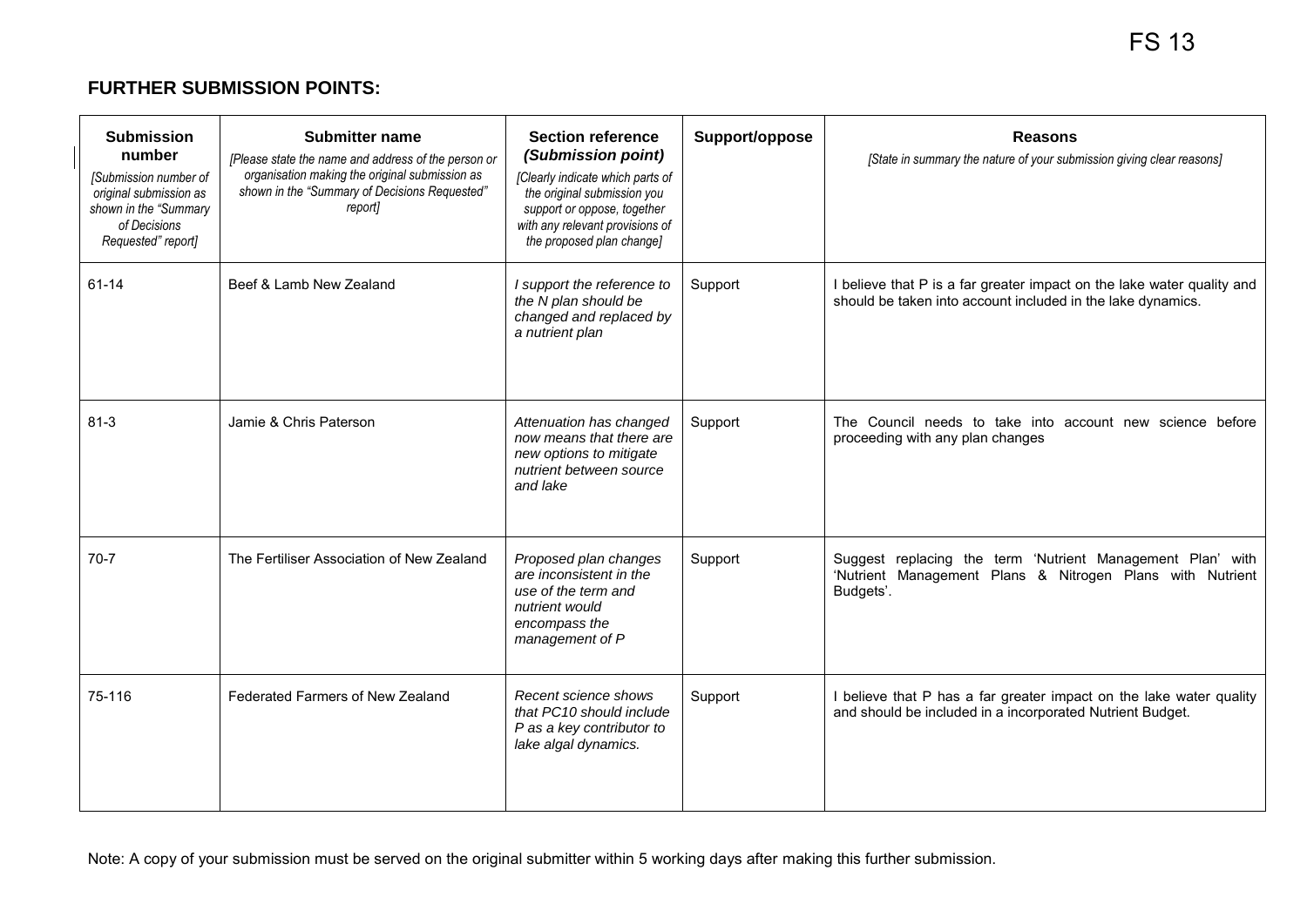FS 13

## FURTHER SUBMISSION POINTS:

| **Submission number** *[Submission number of original submission as shown in the "Summary of Decisions Requested" report]* | **Submitter name** *[Please state the name and address of the person or organisation making the original submission as shown in the "Summary of Decisions Requested" report]* | **Section reference** ***(Submission point)*** *[Clearly indicate which parts of the original submission you support or oppose, together with any relevant provisions of the proposed plan change]* | **Support/oppose** | **Reasons** *[State in summary the nature of your submission giving clear reasons]* |
|---|---|---|---|---|
| 61-14 | Beef & Lamb New Zealand | *I support the reference to the N plan should be changed and replaced by a nutrient plan* | Support | I believe that P is a far greater impact on the lake water quality and should be taken into account included in the lake dynamics. |
| 81-3 | Jamie & Chris Paterson | *Attenuation has changed now means that there are new options to mitigate nutrient between source and lake* | Support | The Council needs to take into account new science before proceeding with any plan changes |
| 70-7 | The Fertiliser Association of New Zealand | *Proposed plan changes are inconsistent in the use of the term and nutrient would encompass the management of P* | Support | Suggest replacing the term 'Nutrient Management Plan' with 'Nutrient Management Plans & Nitrogen Plans with Nutrient Budgets'. |
| 75-116 | Federated Farmers of New Zealand | *Recent science shows that PC10 should include P as a key contributor to lake algal dynamics.* | Support | I believe that P has a far greater impact on the lake water quality and should be included in a incorporated Nutrient Budget. |

Note: A copy of your submission must be served on the original submitter within 5 working days after making this further submission.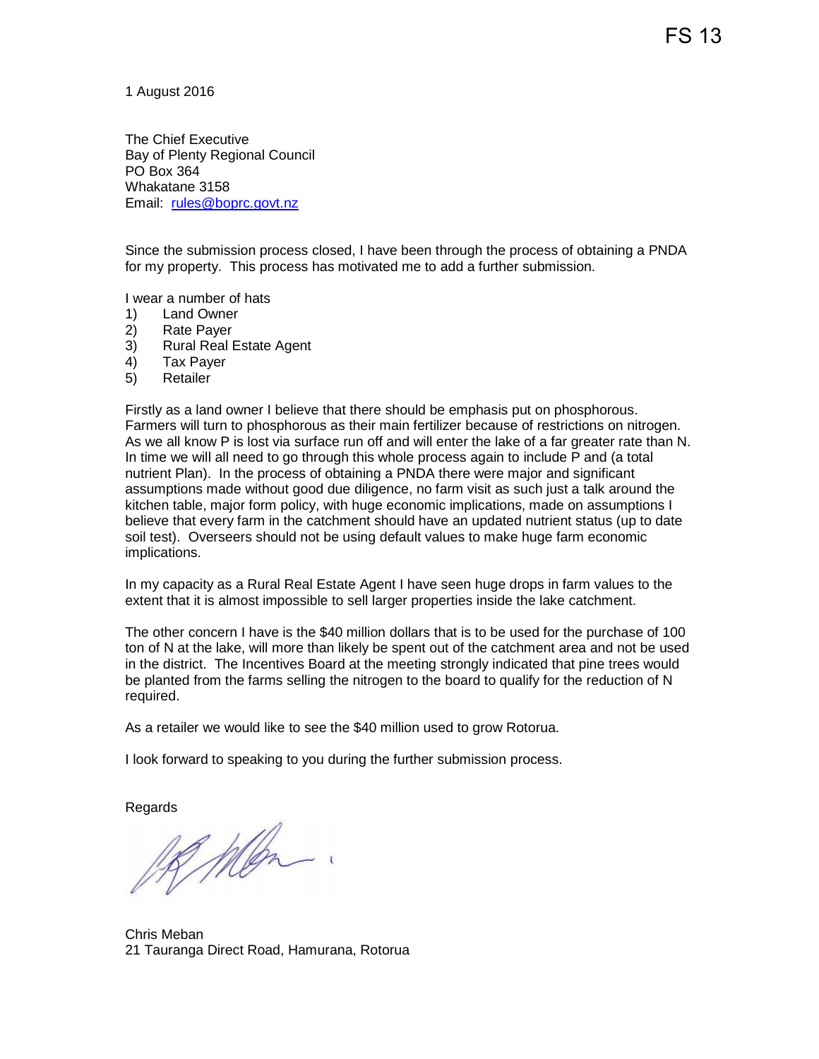FS 13

1 August 2016

The Chief Executive
Bay of Plenty Regional Council
PO Box 364
Whakatane 3158
Email: rules@boprc.govt.nz

Since the submission process closed, I have been through the process of obtaining a PNDA for my property. This process has motivated me to add a further submission.

I wear a number of hats

1) Land Owner
2) Rate Payer
3) Rural Real Estate Agent
4) Tax Payer
5) Retailer

Firstly as a land owner I believe that there should be emphasis put on phosphorous. Farmers will turn to phosphorous as their main fertilizer because of restrictions on nitrogen. As we all know P is lost via surface run off and will enter the lake of a far greater rate than N. In time we will all need to go through this whole process again to include P and (a total nutrient Plan). In the process of obtaining a PNDA there were major and significant assumptions made without good due diligence, no farm visit as such just a talk around the kitchen table, major form policy, with huge economic implications, made on assumptions I believe that every farm in the catchment should have an updated nutrient status (up to date soil test). Overseers should not be using default values to make huge farm economic implications.

In my capacity as a Rural Real Estate Agent I have seen huge drops in farm values to the extent that it is almost impossible to sell larger properties inside the lake catchment.

The other concern I have is the $40 million dollars that is to be used for the purchase of 100 ton of N at the lake, will more than likely be spent out of the catchment area and not be used in the district. The Incentives Board at the meeting strongly indicated that pine trees would be planted from the farms selling the nitrogen to the board to qualify for the reduction of N required.

As a retailer we would like to see the $40 million used to grow Rotorua.

I look forward to speaking to you during the further submission process.

Regards

Chris Meban
21 Tauranga Direct Road, Hamurana, Rotorua